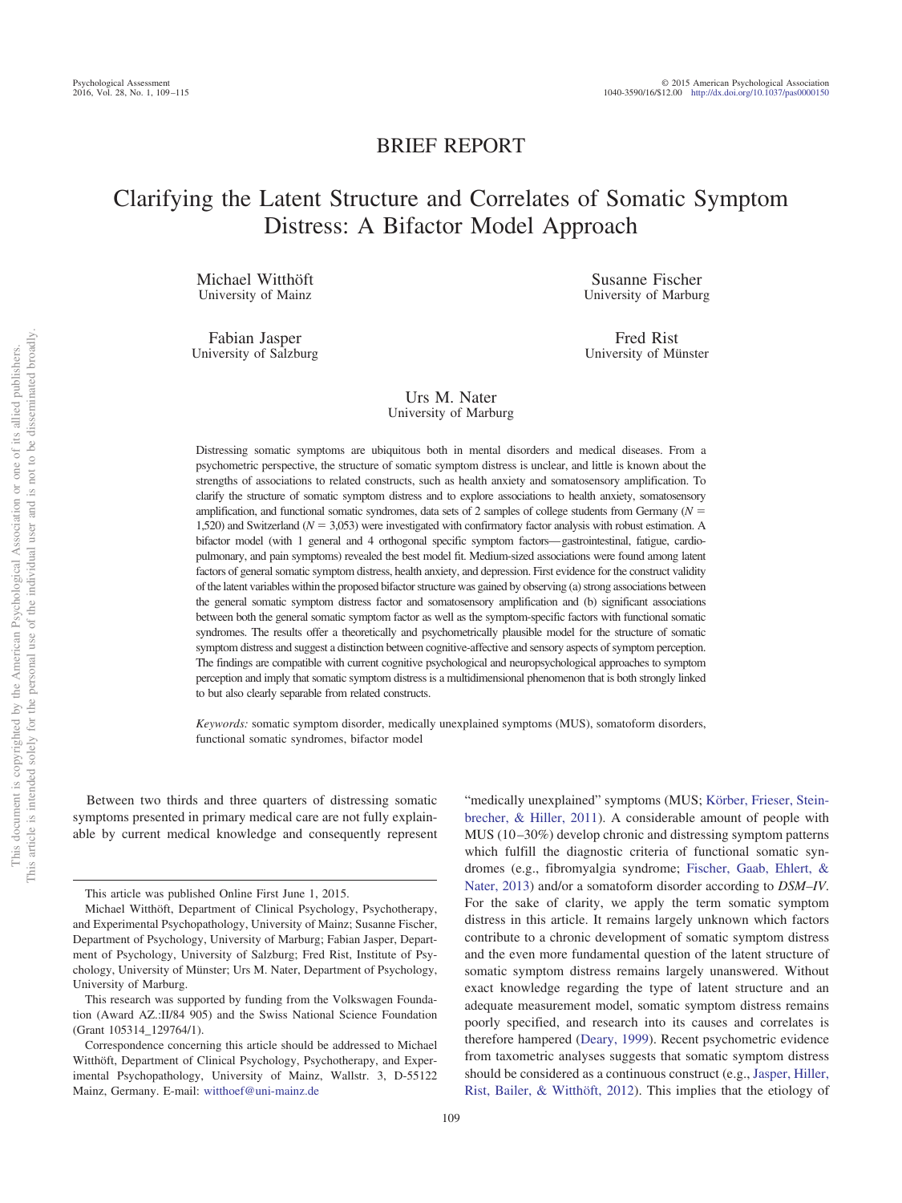BRIEF REPORT

# Clarifying the Latent Structure and Correlates of Somatic Symptom Distress: A Bifactor Model Approach

Michael Witthöft
University of Mainz

Susanne Fischer
University of Marburg

Fabian Jasper
University of Salzburg

Fred Rist
University of Münster

Urs M. Nater
University of Marburg

Distressing somatic symptoms are ubiquitous both in mental disorders and medical diseases. From a psychometric perspective, the structure of somatic symptom distress is unclear, and little is known about the strengths of associations to related constructs, such as health anxiety and somatosensory amplification. To clarify the structure of somatic symptom distress and to explore associations to health anxiety, somatosensory amplification, and functional somatic syndromes, data sets of 2 samples of college students from Germany ($N$ = 1,520) and Switzerland ($N$ = 3,053) were investigated with confirmatory factor analysis with robust estimation. A bifactor model (with 1 general and 4 orthogonal specific symptom factors—gastrointestinal, fatigue, cardiopulmonary, and pain symptoms) revealed the best model fit. Medium-sized associations were found among latent factors of general somatic symptom distress, health anxiety, and depression. First evidence for the construct validity of the latent variables within the proposed bifactor structure was gained by observing (a) strong associations between the general somatic symptom distress factor and somatosensory amplification and (b) significant associations between both the general somatic symptom factor as well as the symptom-specific factors with functional somatic syndromes. The results offer a theoretically and psychometrically plausible model for the structure of somatic symptom distress and suggest a distinction between cognitive-affective and sensory aspects of symptom perception. The findings are compatible with current cognitive psychological and neuropsychological approaches to symptom perception and imply that somatic symptom distress is a multidimensional phenomenon that is both strongly linked to but also clearly separable from related constructs.

*Keywords:* somatic symptom disorder, medically unexplained symptoms (MUS), somatoform disorders, functional somatic syndromes, bifactor model

Between two thirds and three quarters of distressing somatic symptoms presented in primary medical care are not fully explainable by current medical knowledge and consequently represent "medically unexplained" symptoms (MUS; Körber, Frieser, Steinbrecher, & Hiller, 2011). A considerable amount of people with MUS (10–30%) develop chronic and distressing symptom patterns which fulfill the diagnostic criteria of functional somatic syndromes (e.g., fibromyalgia syndrome; Fischer, Gaab, Ehlert, & Nater, 2013) and/or a somatoform disorder according to *DSM–IV*. For the sake of clarity, we apply the term somatic symptom distress in this article. It remains largely unknown which factors contribute to a chronic development of somatic symptom distress and the even more fundamental question of the latent structure of somatic symptom distress remains largely unanswered. Without exact knowledge regarding the type of latent structure and an adequate measurement model, somatic symptom distress remains poorly specified, and research into its causes and correlates is therefore hampered (Deary, 1999). Recent psychometric evidence from taxometric analyses suggests that somatic symptom distress should be considered as a continuous construct (e.g., Jasper, Hiller, Rist, Bailer, & Witthöft, 2012). This implies that the etiology of

---

This article was published Online First June 1, 2015.

Michael Witthöft, Department of Clinical Psychology, Psychotherapy, and Experimental Psychopathology, University of Mainz; Susanne Fischer, Department of Psychology, University of Marburg; Fabian Jasper, Department of Psychology, University of Salzburg; Fred Rist, Institute of Psychology, University of Münster; Urs M. Nater, Department of Psychology, University of Marburg.

This research was supported by funding from the Volkswagen Foundation (Award AZ.:II/84 905) and the Swiss National Science Foundation (Grant 105314_129764/1).

Correspondence concerning this article should be addressed to Michael Witthöft, Department of Clinical Psychology, Psychotherapy, and Experimental Psychopathology, University of Mainz, Wallstr. 3, D-55122 Mainz, Germany. E-mail: witthoef@uni-mainz.de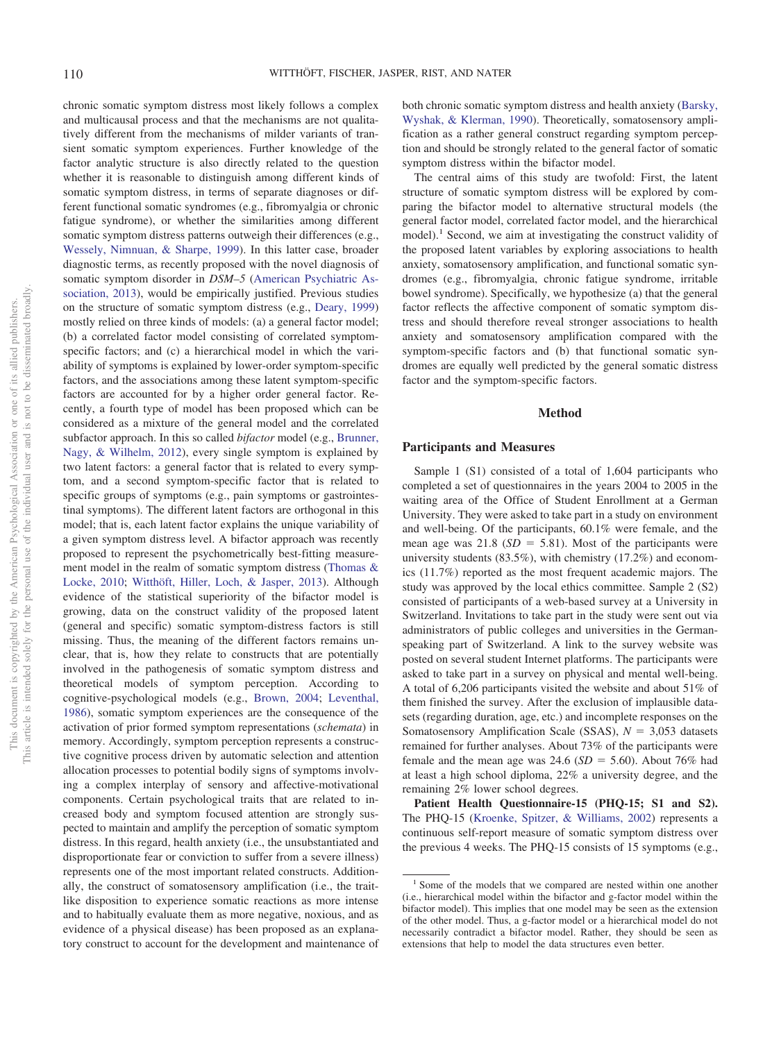chronic somatic symptom distress most likely follows a complex and multicausal process and that the mechanisms are not qualitatively different from the mechanisms of milder variants of transient somatic symptom experiences. Further knowledge of the factor analytic structure is also directly related to the question whether it is reasonable to distinguish among different kinds of somatic symptom distress, in terms of separate diagnoses or different functional somatic syndromes (e.g., fibromyalgia or chronic fatigue syndrome), or whether the similarities among different somatic symptom distress patterns outweigh their differences (e.g., Wessely, Nimnuan, & Sharpe, 1999). In this latter case, broader diagnostic terms, as recently proposed with the novel diagnosis of somatic symptom disorder in *DSM–5* (American Psychiatric Association, 2013), would be empirically justified. Previous studies on the structure of somatic symptom distress (e.g., Deary, 1999) mostly relied on three kinds of models: (a) a general factor model; (b) a correlated factor model consisting of correlated symptom-specific factors; and (c) a hierarchical model in which the variability of symptoms is explained by lower-order symptom-specific factors, and the associations among these latent symptom-specific factors are accounted for by a higher order general factor. Recently, a fourth type of model has been proposed which can be considered as a mixture of the general model and the correlated subfactor approach. In this so called *bifactor* model (e.g., Brunner, Nagy, & Wilhelm, 2012), every single symptom is explained by two latent factors: a general factor that is related to every symptom, and a second symptom-specific factor that is related to specific groups of symptoms (e.g., pain symptoms or gastrointestinal symptoms). The different latent factors are orthogonal in this model; that is, each latent factor explains the unique variability of a given symptom distress level. A bifactor approach was recently proposed to represent the psychometrically best-fitting measurement model in the realm of somatic symptom distress (Thomas & Locke, 2010; Witthöft, Hiller, Loch, & Jasper, 2013). Although evidence of the statistical superiority of the bifactor model is growing, data on the construct validity of the proposed latent (general and specific) somatic symptom-distress factors is still missing. Thus, the meaning of the different factors remains unclear, that is, how they relate to constructs that are potentially involved in the pathogenesis of somatic symptom distress and theoretical models of symptom perception. According to cognitive-psychological models (e.g., Brown, 2004; Leventhal, 1986), somatic symptom experiences are the consequence of the activation of prior formed symptom representations (*schemata*) in memory. Accordingly, symptom perception represents a constructive cognitive process driven by automatic selection and attention allocation processes to potential bodily signs of symptoms involving a complex interplay of sensory and affective-motivational components. Certain psychological traits that are related to increased body and symptom focused attention are strongly suspected to maintain and amplify the perception of somatic symptom distress. In this regard, health anxiety (i.e., the unsubstantiated and disproportionate fear or conviction to suffer from a severe illness) represents one of the most important related constructs. Additionally, the construct of somatosensory amplification (i.e., the trait-like disposition to experience somatic reactions as more intense and to habitually evaluate them as more negative, noxious, and as evidence of a physical disease) has been proposed as an explanatory construct to account for the development and maintenance of both chronic somatic symptom distress and health anxiety (Barsky, Wyshak, & Klerman, 1990). Theoretically, somatosensory amplification as a rather general construct regarding symptom perception and should be strongly related to the general factor of somatic symptom distress within the bifactor model.

The central aims of this study are twofold: First, the latent structure of somatic symptom distress will be explored by comparing the bifactor model to alternative structural models (the general factor model, correlated factor model, and the hierarchical model).[1] Second, we aim at investigating the construct validity of the proposed latent variables by exploring associations to health anxiety, somatosensory amplification, and functional somatic syndromes (e.g., fibromyalgia, chronic fatigue syndrome, irritable bowel syndrome). Specifically, we hypothesize (a) that the general factor reflects the affective component of somatic symptom distress and should therefore reveal stronger associations to health anxiety and somatosensory amplification compared with the symptom-specific factors and (b) that functional somatic syndromes are equally well predicted by the general somatic distress factor and the symptom-specific factors.

## Method

### Participants and Measures

Sample 1 (S1) consisted of a total of 1,604 participants who completed a set of questionnaires in the years 2004 to 2005 in the waiting area of the Office of Student Enrollment at a German University. They were asked to take part in a study on environment and well-being. Of the participants, 60.1% were female, and the mean age was 21.8 ($SD$ = 5.81). Most of the participants were university students (83.5%), with chemistry (17.2%) and economics (11.7%) reported as the most frequent academic majors. The study was approved by the local ethics committee. Sample 2 (S2) consisted of participants of a web-based survey at a University in Switzerland. Invitations to take part in the study were sent out via administrators of public colleges and universities in the German-speaking part of Switzerland. A link to the survey website was posted on several student Internet platforms. The participants were asked to take part in a survey on physical and mental well-being. A total of 6,206 participants visited the website and about 51% of them finished the survey. After the exclusion of implausible datasets (regarding duration, age, etc.) and incomplete responses on the Somatosensory Amplification Scale (SSAS), $N$ = 3,053 datasets remained for further analyses. About 73% of the participants were female and the mean age was 24.6 ($SD$ = 5.60). About 76% had at least a high school diploma, 22% a university degree, and the remaining 2% lower school degrees.

**Patient Health Questionnaire-15 (PHQ-15; S1 and S2).** The PHQ-15 (Kroenke, Spitzer, & Williams, 2002) represents a continuous self-report measure of somatic symptom distress over the previous 4 weeks. The PHQ-15 consists of 15 symptoms (e.g.,

[1] Some of the models that we compared are nested within one another (i.e., hierarchical model within the bifactor and g-factor model within the bifactor model). This implies that one model may be seen as the extension of the other model. Thus, a g-factor model or a hierarchical model do not necessarily contradict a bifactor model. Rather, they should be seen as extensions that help to model the data structures even better.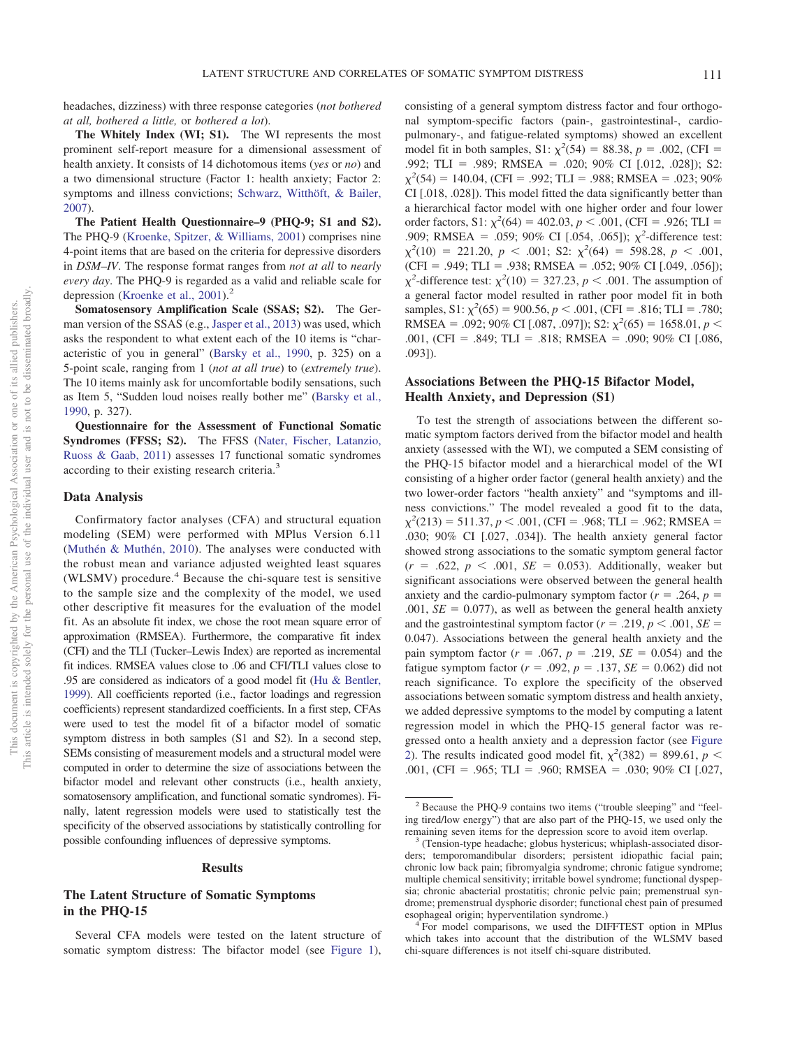headaches, dizziness) with three response categories (*not bothered at all, bothered a little,* or *bothered a lot*).

**The Whitely Index (WI; S1).** The WI represents the most prominent self-report measure for a dimensional assessment of health anxiety. It consists of 14 dichotomous items (*yes* or *no*) and a two dimensional structure (Factor 1: health anxiety; Factor 2: symptoms and illness convictions; Schwarz, Witthöft, & Bailer, 2007).

**The Patient Health Questionnaire–9 (PHQ-9; S1 and S2).** The PHQ-9 (Kroenke, Spitzer, & Williams, 2001) comprises nine 4-point items that are based on the criteria for depressive disorders in *DSM–IV*. The response format ranges from *not at all* to *nearly every day*. The PHQ-9 is regarded as a valid and reliable scale for depression (Kroenke et al., 2001).[2]

**Somatosensory Amplification Scale (SSAS; S2).** The German version of the SSAS (e.g., Jasper et al., 2013) was used, which asks the respondent to what extent each of the 10 items is "characteristic of you in general" (Barsky et al., 1990, p. 325) on a 5-point scale, ranging from 1 (*not at all true*) to (*extremely true*). The 10 items mainly ask for uncomfortable bodily sensations, such as Item 5, "Sudden loud noises really bother me" (Barsky et al., 1990, p. 327).

**Questionnaire for the Assessment of Functional Somatic Syndromes (FFSS; S2).** The FFSS (Nater, Fischer, Latanzio, Ruoss & Gaab, 2011) assesses 17 functional somatic syndromes according to their existing research criteria.[3]

## Data Analysis

Confirmatory factor analyses (CFA) and structural equation modeling (SEM) were performed with MPlus Version 6.11 (Muthén & Muthén, 2010). The analyses were conducted with the robust mean and variance adjusted weighted least squares (WLSMV) procedure.[4] Because the chi-square test is sensitive to the sample size and the complexity of the model, we used other descriptive fit measures for the evaluation of the model fit. As an absolute fit index, we chose the root mean square error of approximation (RMSEA). Furthermore, the comparative fit index (CFI) and the TLI (Tucker–Lewis Index) are reported as incremental fit indices. RMSEA values close to .06 and CFI/TLI values close to .95 are considered as indicators of a good model fit (Hu & Bentler, 1999). All coefficients reported (i.e., factor loadings and regression coefficients) represent standardized coefficients. In a first step, CFAs were used to test the model fit of a bifactor model of somatic symptom distress in both samples (S1 and S2). In a second step, SEMs consisting of measurement models and a structural model were computed in order to determine the size of associations between the bifactor model and relevant other constructs (i.e., health anxiety, somatosensory amplification, and functional somatic syndromes). Finally, latent regression models were used to statistically test the specificity of the observed associations by statistically controlling for possible confounding influences of depressive symptoms.

# Results

## The Latent Structure of Somatic Symptoms in the PHQ-15

Several CFA models were tested on the latent structure of somatic symptom distress: The bifactor model (see Figure 1), consisting of a general symptom distress factor and four orthogonal symptom-specific factors (pain-, gastrointestinal-, cardio-pulmonary-, and fatigue-related symptoms) showed an excellent model fit in both samples, S1: $\chi^2(54) = 88.38$, $p = .002$, (CFI = .992; TLI = .989; RMSEA = .020; 90% CI [.012, .028]); S2: $\chi^2(54) = 140.04$, (CFI = .992; TLI = .988; RMSEA = .023; 90% CI [.018, .028]). This model fitted the data significantly better than a hierarchical factor model with one higher order and four lower order factors, S1: $\chi^2(64) = 402.03$, $p < .001$, (CFI = .926; TLI = .909; RMSEA = .059; 90% CI [.054, .065]); $\chi^2$-difference test: $\chi^2(10) = 221.20$, $p < .001$; S2: $\chi^2(64) = 598.28$, $p < .001$, (CFI = .949; TLI = .938; RMSEA = .052; 90% CI [.049, .056]); $\chi^2$-difference test: $\chi^2(10) = 327.23$, $p < .001$. The assumption of a general factor model resulted in rather poor model fit in both samples, S1: $\chi^2(65) = 900.56$, $p < .001$, (CFI = .816; TLI = .780; RMSEA = .092; 90% CI [.087, .097]); S2: $\chi^2(65) = 1658.01$, $p < .001$, (CFI = .849; TLI = .818; RMSEA = .090; 90% CI [.086, .093]).

## Associations Between the PHQ-15 Bifactor Model, Health Anxiety, and Depression (S1)

To test the strength of associations between the different somatic symptom factors derived from the bifactor model and health anxiety (assessed with the WI), we computed a SEM consisting of the PHQ-15 bifactor model and a hierarchical model of the WI consisting of a higher order factor (general health anxiety) and the two lower-order factors "health anxiety" and "symptoms and illness convictions." The model revealed a good fit to the data, $\chi^2(213) = 511.37$, $p < .001$, (CFI = .968; TLI = .962; RMSEA = .030; 90% CI [.027, .034]). The health anxiety general factor showed strong associations to the somatic symptom general factor ($r = .622$, $p < .001$, $SE = 0.053$). Additionally, weaker but significant associations were observed between the general health anxiety and the cardio-pulmonary symptom factor ($r = .264$, $p = .001$, $SE = 0.077$), as well as between the general health anxiety and the gastrointestinal symptom factor ($r = .219$, $p < .001$, $SE = 0.047$). Associations between the general health anxiety and the pain symptom factor ($r = .067$, $p = .219$, $SE = 0.054$) and the fatigue symptom factor ($r = .092$, $p = .137$, $SE = 0.062$) did not reach significance. To explore the specificity of the observed associations between somatic symptom distress and health anxiety, we added depressive symptoms to the model by computing a latent regression model in which the PHQ-15 general factor was regressed onto a health anxiety and a depression factor (see Figure 2). The results indicated good model fit, $\chi^2(382) = 899.61$, $p < .001$, (CFI = .965; TLI = .960; RMSEA = .030; 90% CI [.027,

---

[2] Because the PHQ-9 contains two items ("trouble sleeping" and "feeling tired/low energy") that are also part of the PHQ-15, we used only the remaining seven items for the depression score to avoid item overlap.

[3] (Tension-type headache; globus hystericus; whiplash-associated disorders; temporomandibular disorders; persistent idiopathic facial pain; chronic low back pain; fibromyalgia syndrome; chronic fatigue syndrome; multiple chemical sensitivity; irritable bowel syndrome; functional dyspepsia; chronic abacterial prostatitis; chronic pelvic pain; premenstrual syndrome; premenstrual dysphoric disorder; functional chest pain of presumed esophageal origin; hyperventilation syndrome.)

[4] For model comparisons, we used the DIFFTEST option in MPlus which takes into account that the distribution of the WLSMV based chi-square differences is not itself chi-square distributed.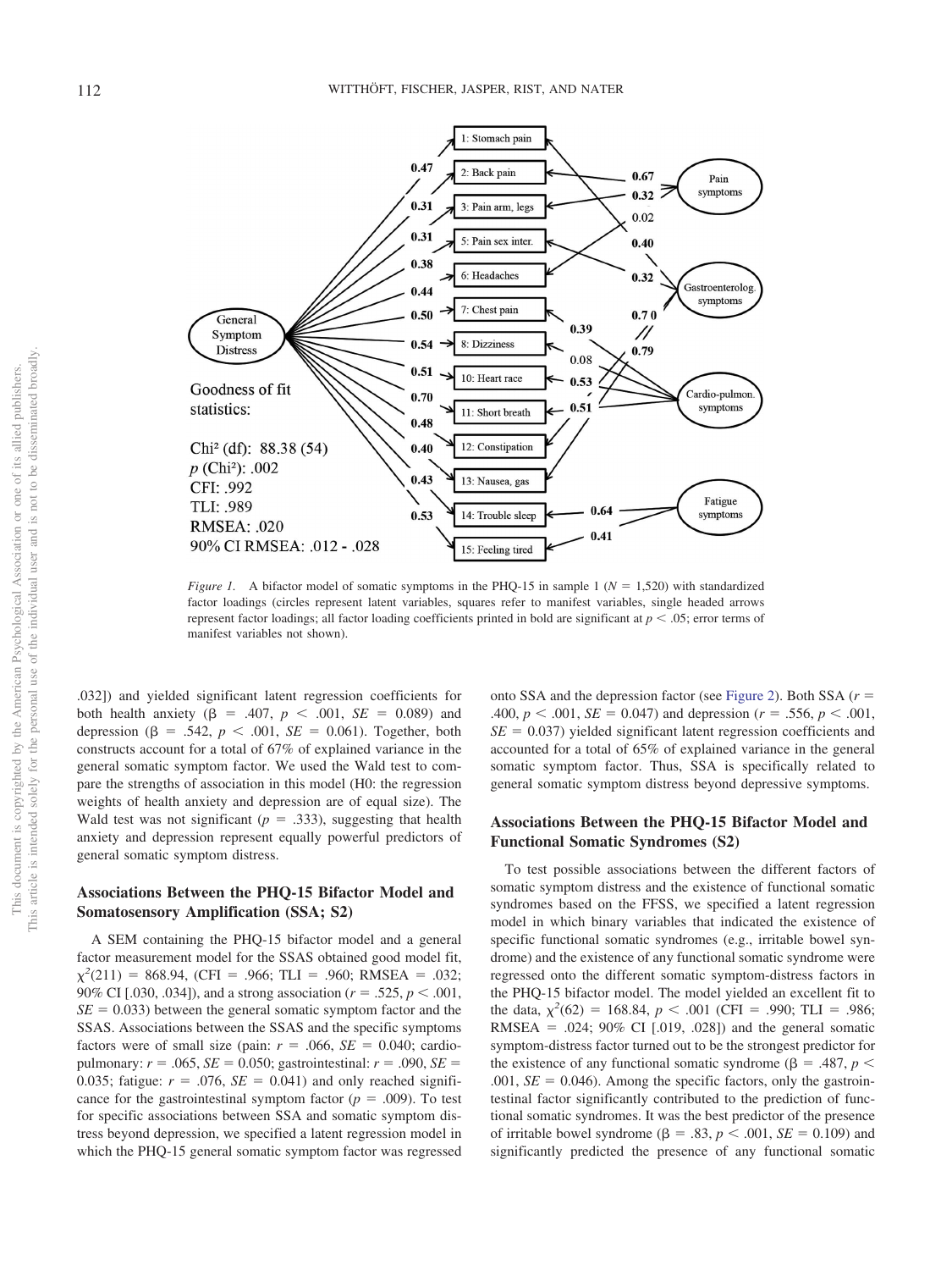Goodness of fit statistics:

Chi² (df): 88.38 (54)
$p$ (Chi²): .002
CFI: .992
TLI: .989
RMSEA: .020
90% CI RMSEA: .012 - .028

*Figure 1.* A bifactor model of somatic symptoms in the PHQ-15 in sample 1 ($N$ = 1,520) with standardized factor loadings (circles represent latent variables, squares refer to manifest variables, single headed arrows represent factor loadings; all factor loading coefficients printed in bold are significant at $p < .05$; error terms of manifest variables not shown).

.032]) and yielded significant latent regression coefficients for both health anxiety ($\beta$ = .407, $p$ < .001, $SE$ = 0.089) and depression ($\beta$ = .542, $p$ < .001, $SE$ = 0.061). Together, both constructs account for a total of 67% of explained variance in the general somatic symptom factor. We used the Wald test to compare the strengths of association in this model (H0: the regression weights of health anxiety and depression are of equal size). The Wald test was not significant ($p$ = .333), suggesting that health anxiety and depression represent equally powerful predictors of general somatic symptom distress.

## Associations Between the PHQ-15 Bifactor Model and Somatosensory Amplification (SSA; S2)

A SEM containing the PHQ-15 bifactor model and a general factor measurement model for the SSAS obtained good model fit, $\chi^2(211)$ = 868.94, (CFI = .966; TLI = .960; RMSEA = .032; 90% CI [.030, .034]), and a strong association ($r$ = .525, $p$ < .001, $SE$ = 0.033) between the general somatic symptom factor and the SSAS. Associations between the SSAS and the specific symptoms factors were of small size (pain: $r$ = .066, $SE$ = 0.040; cardiopulmonary: $r$ = .065, $SE$ = 0.050; gastrointestinal: $r$ = .090, $SE$ = 0.035; fatigue: $r$ = .076, $SE$ = 0.041) and only reached significance for the gastrointestinal symptom factor ($p$ = .009). To test for specific associations between SSA and somatic symptom distress beyond depression, we specified a latent regression model in which the PHQ-15 general somatic symptom factor was regressed onto SSA and the depression factor (see Figure 2). Both SSA ($r$ = .400, $p$ < .001, $SE$ = 0.047) and depression ($r$ = .556, $p$ < .001, $SE$ = 0.037) yielded significant latent regression coefficients and accounted for a total of 65% of explained variance in the general somatic symptom factor. Thus, SSA is specifically related to general somatic symptom distress beyond depressive symptoms.

## Associations Between the PHQ-15 Bifactor Model and Functional Somatic Syndromes (S2)

To test possible associations between the different factors of somatic symptom distress and the existence of functional somatic syndromes based on the FFSS, we specified a latent regression model in which binary variables that indicated the existence of specific functional somatic syndromes (e.g., irritable bowel syndrome) and the existence of any functional somatic syndrome were regressed onto the different somatic symptom-distress factors in the PHQ-15 bifactor model. The model yielded an excellent fit to the data, $\chi^2(62)$ = 168.84, $p$ < .001 (CFI = .990; TLI = .986; RMSEA = .024; 90% CI [.019, .028]) and the general somatic symptom-distress factor turned out to be the strongest predictor for the existence of any functional somatic syndrome ($\beta$ = .487, $p$ < .001, $SE$ = 0.046). Among the specific factors, only the gastrointestinal factor significantly contributed to the prediction of functional somatic syndromes. It was the best predictor of the presence of irritable bowel syndrome ($\beta$ = .83, $p$ < .001, $SE$ = 0.109) and significantly predicted the presence of any functional somatic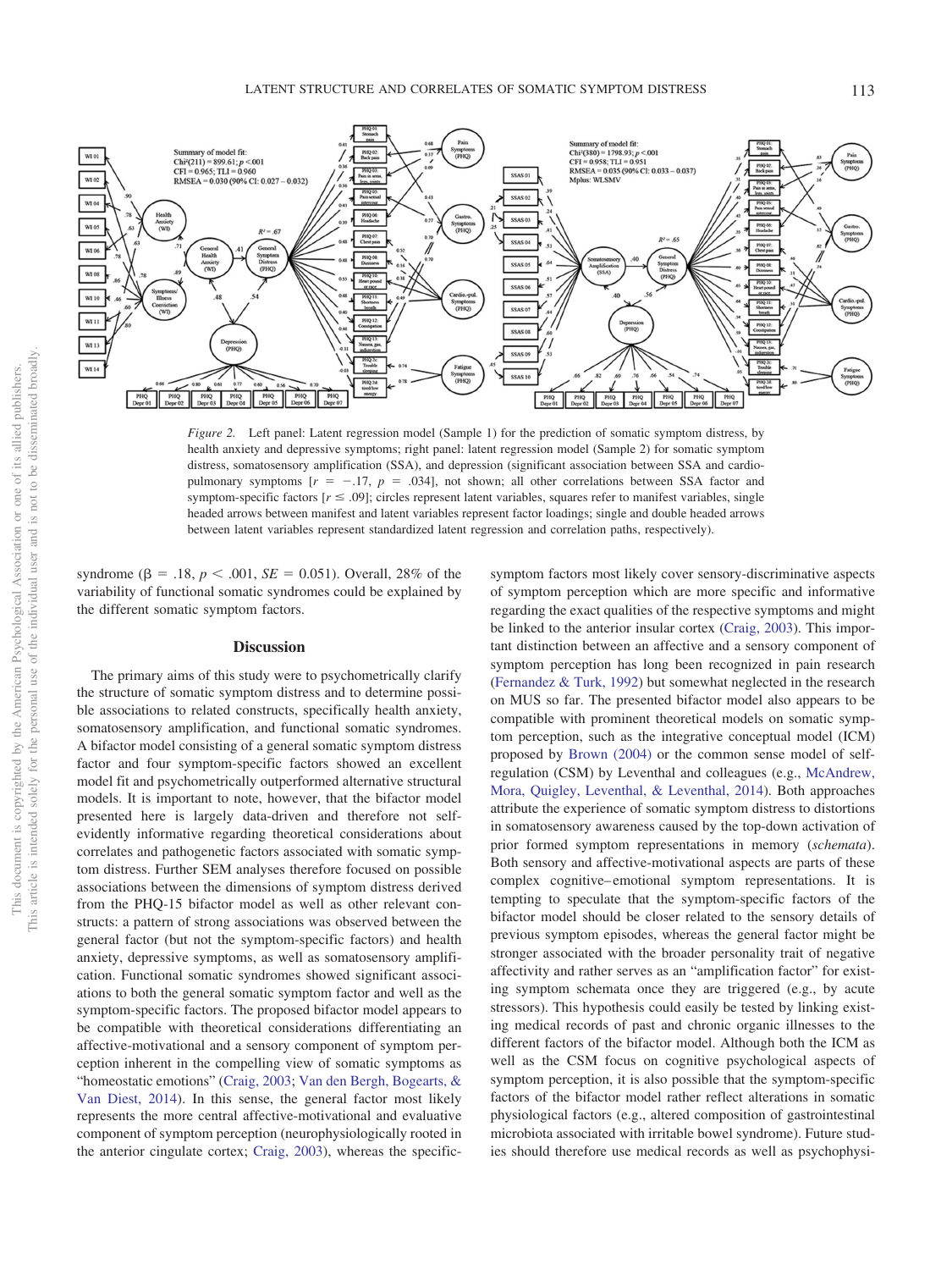*Figure 2.* Left panel: Latent regression model (Sample 1) for the prediction of somatic symptom distress, by health anxiety and depressive symptoms; right panel: latent regression model (Sample 2) for somatic symptom distress, somatosensory amplification (SSA), and depression (significant association between SSA and cardiopulmonary symptoms [$r = -.17$, $p = .034$], not shown; all other correlations between SSA factor and symptom-specific factors [$r \leq .09$]; circles represent latent variables, squares refer to manifest variables, single headed arrows between manifest and latent variables represent factor loadings; single and double headed arrows between latent variables represent standardized latent regression and correlation paths, respectively).

syndrome ($\beta = .18$, $p < .001$, $SE = 0.051$). Overall, 28% of the variability of functional somatic syndromes could be explained by the different somatic symptom factors.

## Discussion

The primary aims of this study were to psychometrically clarify the structure of somatic symptom distress and to determine possible associations to related constructs, specifically health anxiety, somatosensory amplification, and functional somatic syndromes. A bifactor model consisting of a general somatic symptom distress factor and four symptom-specific factors showed an excellent model fit and psychometrically outperformed alternative structural models. It is important to note, however, that the bifactor model presented here is largely data-driven and therefore not self-evidently informative regarding theoretical considerations about correlates and pathogenetic factors associated with somatic symptom distress. Further SEM analyses therefore focused on possible associations between the dimensions of symptom distress derived from the PHQ-15 bifactor model as well as other relevant constructs: a pattern of strong associations was observed between the general factor (but not the symptom-specific factors) and health anxiety, depressive symptoms, as well as somatosensory amplification. Functional somatic syndromes showed significant associations to both the general somatic symptom factor and well as the symptom-specific factors. The proposed bifactor model appears to be compatible with theoretical considerations differentiating an affective-motivational and a sensory component of symptom perception inherent in the compelling view of somatic symptoms as "homeostatic emotions" (Craig, 2003; Van den Bergh, Bogearts, & Van Diest, 2014). In this sense, the general factor most likely represents the more central affective-motivational and evaluative component of symptom perception (neurophysiologically rooted in the anterior cingulate cortex; Craig, 2003), whereas the specific-symptom factors most likely cover sensory-discriminative aspects of symptom perception which are more specific and informative regarding the exact qualities of the respective symptoms and might be linked to the anterior insular cortex (Craig, 2003). This important distinction between an affective and a sensory component of symptom perception has long been recognized in pain research (Fernandez & Turk, 1992) but somewhat neglected in the research on MUS so far. The presented bifactor model also appears to be compatible with prominent theoretical models on somatic symptom perception, such as the integrative conceptual model (ICM) proposed by Brown (2004) or the common sense model of self-regulation (CSM) by Leventhal and colleagues (e.g., McAndrew, Mora, Quigley, Leventhal, & Leventhal, 2014). Both approaches attribute the experience of somatic symptom distress to distortions in somatosensory awareness caused by the top-down activation of prior formed symptom representations in memory (*schemata*). Both sensory and affective-motivational aspects are parts of these complex cognitive–emotional symptom representations. It is tempting to speculate that the symptom-specific factors of the bifactor model should be closer related to the sensory details of previous symptom episodes, whereas the general factor might be stronger associated with the broader personality trait of negative affectivity and rather serves as an "amplification factor" for existing symptom schemata once they are triggered (e.g., by acute stressors). This hypothesis could easily be tested by linking existing medical records of past and chronic organic illnesses to the different factors of the bifactor model. Although both the ICM as well as the CSM focus on cognitive psychological aspects of symptom perception, it is also possible that the symptom-specific factors of the bifactor model rather reflect alterations in somatic physiological factors (e.g., altered composition of gastrointestinal microbiota associated with irritable bowel syndrome). Future studies should therefore use medical records as well as psychophysi-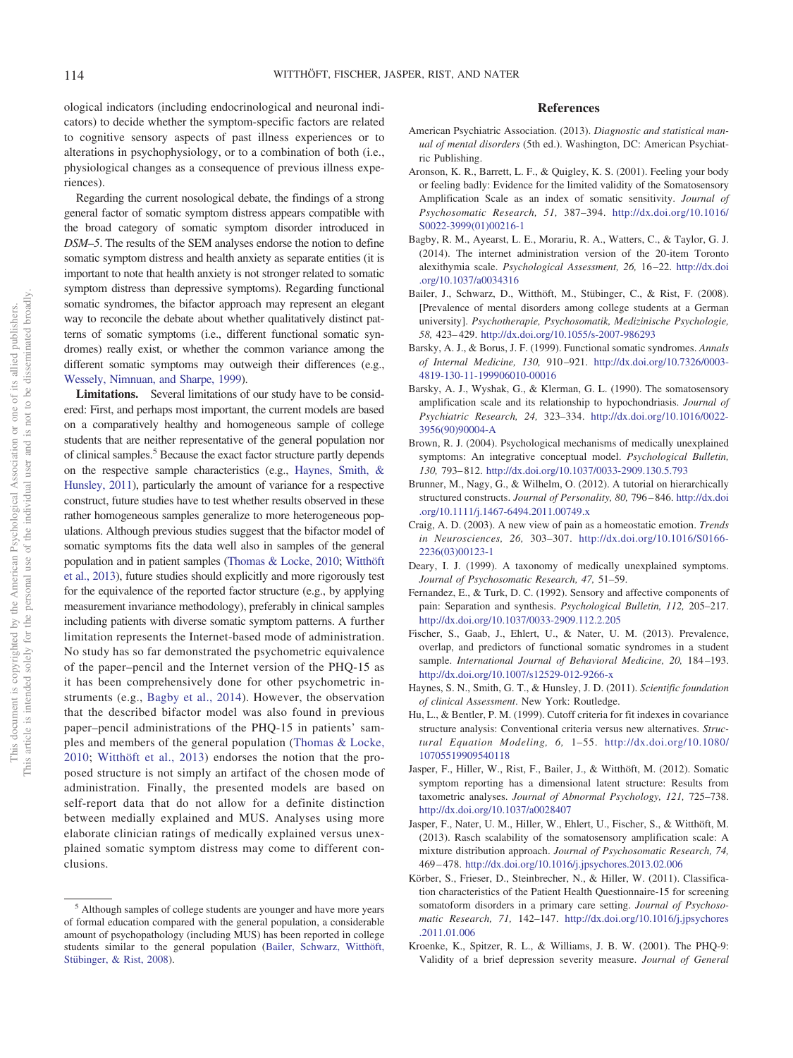ological indicators (including endocrinological and neuronal indicators) to decide whether the symptom-specific factors are related to cognitive sensory aspects of past illness experiences or to alterations in psychophysiology, or to a combination of both (i.e., physiological changes as a consequence of previous illness experiences).

Regarding the current nosological debate, the findings of a strong general factor of somatic symptom distress appears compatible with the broad category of somatic symptom disorder introduced in *DSM–5*. The results of the SEM analyses endorse the notion to define somatic symptom distress and health anxiety as separate entities (it is important to note that health anxiety is not stronger related to somatic symptom distress than depressive symptoms). Regarding functional somatic syndromes, the bifactor approach may represent an elegant way to reconcile the debate about whether qualitatively distinct patterns of somatic symptoms (i.e., different functional somatic syndromes) really exist, or whether the common variance among the different somatic symptoms may outweigh their differences (e.g., Wessely, Nimnuan, and Sharpe, 1999).

**Limitations.** Several limitations of our study have to be considered: First, and perhaps most important, the current models are based on a comparatively healthy and homogeneous sample of college students that are neither representative of the general population nor of clinical samples.[5] Because the exact factor structure partly depends on the respective sample characteristics (e.g., Haynes, Smith, & Hunsley, 2011), particularly the amount of variance for a respective construct, future studies have to test whether results observed in these rather homogeneous samples generalize to more heterogeneous populations. Although previous studies suggest that the bifactor model of somatic symptoms fits the data well also in samples of the general population and in patient samples (Thomas & Locke, 2010; Witthöft et al., 2013), future studies should explicitly and more rigorously test for the equivalence of the reported factor structure (e.g., by applying measurement invariance methodology), preferably in clinical samples including patients with diverse somatic symptom patterns. A further limitation represents the Internet-based mode of administration. No study has so far demonstrated the psychometric equivalence of the paper–pencil and the Internet version of the PHQ-15 as it has been comprehensively done for other psychometric instruments (e.g., Bagby et al., 2014). However, the observation that the described bifactor model was also found in previous paper–pencil administrations of the PHQ-15 in patients' samples and members of the general population (Thomas & Locke, 2010; Witthöft et al., 2013) endorses the notion that the proposed structure is not simply an artifact of the chosen mode of administration. Finally, the presented models are based on self-report data that do not allow for a definite distinction between medially explained and MUS. Analyses using more elaborate clinician ratings of medically explained versus unexplained somatic symptom distress may come to different conclusions.

[5] Although samples of college students are younger and have more years of formal education compared with the general population, a considerable amount of psychopathology (including MUS) has been reported in college students similar to the general population (Bailer, Schwarz, Witthöft, Stübinger, & Rist, 2008).

## References

American Psychiatric Association. (2013). *Diagnostic and statistical manual of mental disorders* (5th ed.). Washington, DC: American Psychiatric Publishing.

Aronson, K. R., Barrett, L. F., & Quigley, K. S. (2001). Feeling your body or feeling badly: Evidence for the limited validity of the Somatosensory Amplification Scale as an index of somatic sensitivity. *Journal of Psychosomatic Research, 51,* 387–394. http://dx.doi.org/10.1016/S0022-3999(01)00216-1

Bagby, R. M., Ayearst, L. E., Morariu, R. A., Watters, C., & Taylor, G. J. (2014). The internet administration version of the 20-item Toronto alexithymia scale. *Psychological Assessment, 26,* 16–22. http://dx.doi.org/10.1037/a0034316

Bailer, J., Schwarz, D., Witthöft, M., Stübinger, C., & Rist, F. (2008). [Prevalence of mental disorders among college students at a German university]. *Psychotherapie, Psychosomatik, Medizinische Psychologie, 58,* 423–429. http://dx.doi.org/10.1055/s-2007-986293

Barsky, A. J., & Borus, J. F. (1999). Functional somatic syndromes. *Annals of Internal Medicine, 130,* 910–921. http://dx.doi.org/10.7326/0003-4819-130-11-199906010-00016

Barsky, A. J., Wyshak, G., & Klerman, G. L. (1990). The somatosensory amplification scale and its relationship to hypochondriasis. *Journal of Psychiatric Research, 24,* 323–334. http://dx.doi.org/10.1016/0022-3956(90)90004-A

Brown, R. J. (2004). Psychological mechanisms of medically unexplained symptoms: An integrative conceptual model. *Psychological Bulletin, 130,* 793–812. http://dx.doi.org/10.1037/0033-2909.130.5.793

Brunner, M., Nagy, G., & Wilhelm, O. (2012). A tutorial on hierarchically structured constructs. *Journal of Personality, 80,* 796–846. http://dx.doi.org/10.1111/j.1467-6494.2011.00749.x

Craig, A. D. (2003). A new view of pain as a homeostatic emotion. *Trends in Neurosciences, 26,* 303–307. http://dx.doi.org/10.1016/S0166-2236(03)00123-1

Deary, I. J. (1999). A taxonomy of medically unexplained symptoms. *Journal of Psychosomatic Research, 47,* 51–59.

Fernandez, E., & Turk, D. C. (1992). Sensory and affective components of pain: Separation and synthesis. *Psychological Bulletin, 112,* 205–217. http://dx.doi.org/10.1037/0033-2909.112.2.205

Fischer, S., Gaab, J., Ehlert, U., & Nater, U. M. (2013). Prevalence, overlap, and predictors of functional somatic syndromes in a student sample. *International Journal of Behavioral Medicine, 20,* 184–193. http://dx.doi.org/10.1007/s12529-012-9266-x

Haynes, S. N., Smith, G. T., & Hunsley, J. D. (2011). *Scientific foundation of clinical Assessment*. New York: Routledge.

Hu, L., & Bentler, P. M. (1999). Cutoff criteria for fit indexes in covariance structure analysis: Conventional criteria versus new alternatives. *Structural Equation Modeling, 6,* 1–55. http://dx.doi.org/10.1080/10705519909540118

Jasper, F., Hiller, W., Rist, F., Bailer, J., & Witthöft, M. (2012). Somatic symptom reporting has a dimensional latent structure: Results from taxometric analyses. *Journal of Abnormal Psychology, 121,* 725–738. http://dx.doi.org/10.1037/a0028407

Jasper, F., Nater, U. M., Hiller, W., Ehlert, U., Fischer, S., & Witthöft, M. (2013). Rasch scalability of the somatosensory amplification scale: A mixture distribution approach. *Journal of Psychosomatic Research, 74,* 469–478. http://dx.doi.org/10.1016/j.jpsychores.2013.02.006

Körber, S., Frieser, D., Steinbrecher, N., & Hiller, W. (2011). Classification characteristics of the Patient Health Questionnaire-15 for screening somatoform disorders in a primary care setting. *Journal of Psychosomatic Research, 71,* 142–147. http://dx.doi.org/10.1016/j.jpsychores.2011.01.006

Kroenke, K., Spitzer, R. L., & Williams, J. B. W. (2001). The PHQ-9: Validity of a brief depression severity measure. *Journal of General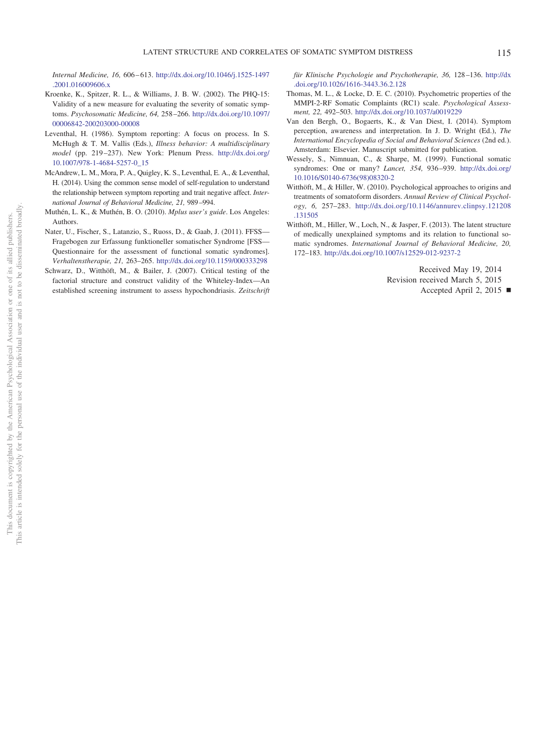*Internal Medicine, 16,* 606–613. http://dx.doi.org/10.1046/j.1525-1497.2001.016009606.x

Kroenke, K., Spitzer, R. L., & Williams, J. B. W. (2002). The PHQ-15: Validity of a new measure for evaluating the severity of somatic symptoms. *Psychosomatic Medicine, 64,* 258–266. http://dx.doi.org/10.1097/00006842-200203000-00008

Leventhal, H. (1986). Symptom reporting: A focus on process. In S. McHugh & T. M. Vallis (Eds.), *Illness behavior: A multidisciplinary model* (pp. 219–237). New York: Plenum Press. http://dx.doi.org/10.1007/978-1-4684-5257-0_15

McAndrew, L. M., Mora, P. A., Quigley, K. S., Leventhal, E. A., & Leventhal, H. (2014). Using the common sense model of self-regulation to understand the relationship between symptom reporting and trait negative affect. *International Journal of Behavioral Medicine, 21,* 989–994.

Muthén, L. K., & Muthén, B. O. (2010). *Mplus user's guide*. Los Angeles: Authors.

Nater, U., Fischer, S., Latanzio, S., Ruoss, D., & Gaab, J. (2011). FFSS—Fragebogen zur Erfassung funktioneller somatischer Syndrome [FSS—Questionnaire for the assessment of functional somatic syndromes]. *Verhaltenstherapie, 21,* 263–265. http://dx.doi.org/10.1159/000333298

Schwarz, D., Witthöft, M., & Bailer, J. (2007). Critical testing of the factorial structure and construct validity of the Whiteley-Index—An established screening instrument to assess hypochondriasis. *Zeitschrift für Klinische Psychologie und Psychotherapie, 36,* 128–136. http://dx.doi.org/10.1026/1616-3443.36.2.128

Thomas, M. L., & Locke, D. E. C. (2010). Psychometric properties of the MMPI-2-RF Somatic Complaints (RC1) scale. *Psychological Assessment, 22,* 492–503. http://dx.doi.org/10.1037/a0019229

Van den Bergh, O., Bogaerts, K., & Van Diest, I. (2014). Symptom perception, awareness and interpretation. In J. D. Wright (Ed.), *The International Encyclopedia of Social and Behavioral Sciences* (2nd ed.). Amsterdam: Elsevier. Manuscript submitted for publication.

Wessely, S., Nimnuan, C., & Sharpe, M. (1999). Functional somatic syndromes: One or many? *Lancet, 354,* 936–939. http://dx.doi.org/10.1016/S0140-6736(98)08320-2

Witthöft, M., & Hiller, W. (2010). Psychological approaches to origins and treatments of somatoform disorders. *Annual Review of Clinical Psychology, 6,* 257–283. http://dx.doi.org/10.1146/annurev.clinpsy.121208.131505

Witthöft, M., Hiller, W., Loch, N., & Jasper, F. (2013). The latent structure of medically unexplained symptoms and its relation to functional somatic syndromes. *International Journal of Behavioral Medicine, 20,* 172–183. http://dx.doi.org/10.1007/s12529-012-9237-2

Received May 19, 2014
Revision received March 5, 2015
Accepted April 2, 2015 ■